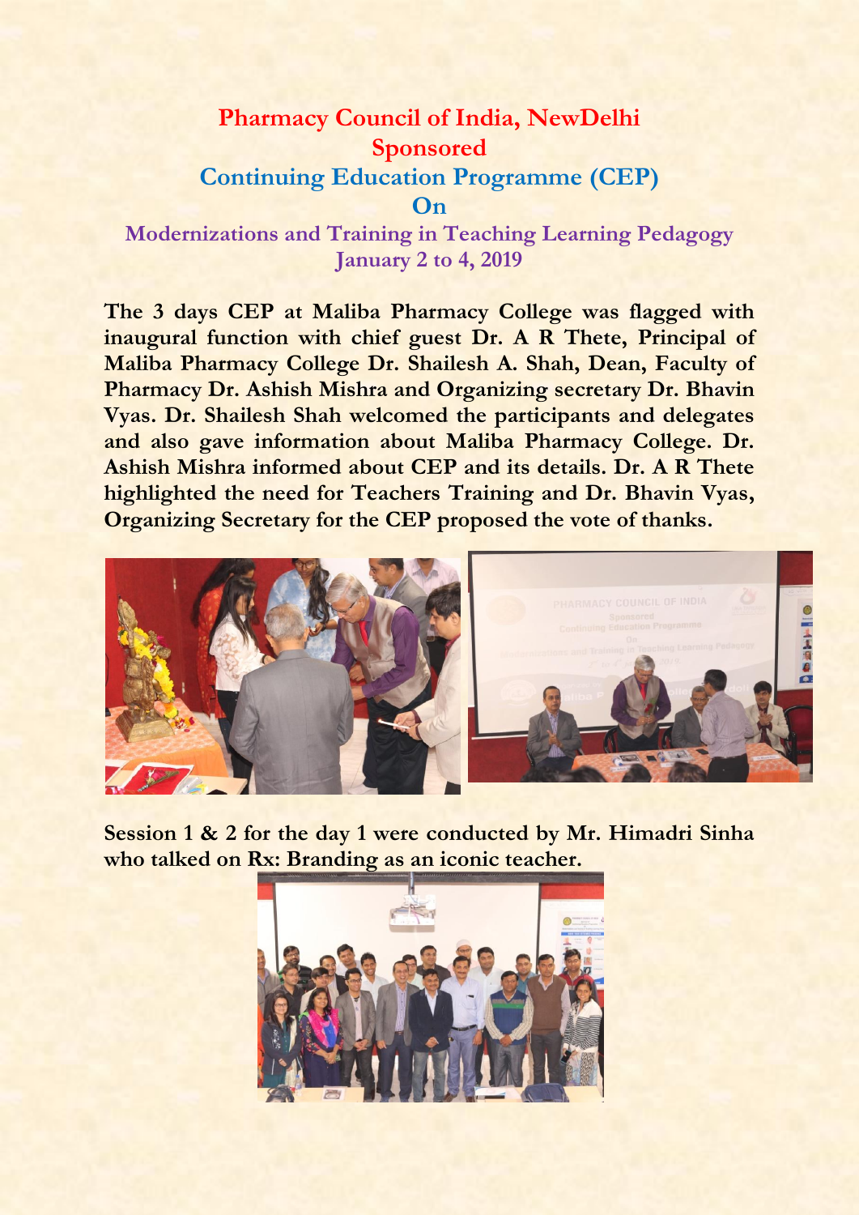# Pharmacy Council of India, NewDelhi
# Sponsored
## Continuing Education Programme (CEP)
## On
### Modernizations and Training in Teaching Learning Pedagogy
### January 2 to 4, 2019

**The 3 days CEP at Maliba Pharmacy College was flagged with inaugural function with chief guest Dr. A R Thete, Principal of Maliba Pharmacy College Dr. Shailesh A. Shah, Dean, Faculty of Pharmacy Dr. Ashish Mishra and Organizing secretary Dr. Bhavin Vyas. Dr. Shailesh Shah welcomed the participants and delegates and also gave information about Maliba Pharmacy College. Dr. Ashish Mishra informed about CEP and its details. Dr. A R Thete highlighted the need for Teachers Training and Dr. Bhavin Vyas, Organizing Secretary for the CEP proposed the vote of thanks.**

**Session 1 & 2 for the day 1 were conducted by Mr. Himadri Sinha who talked on Rx: Branding as an iconic teacher.**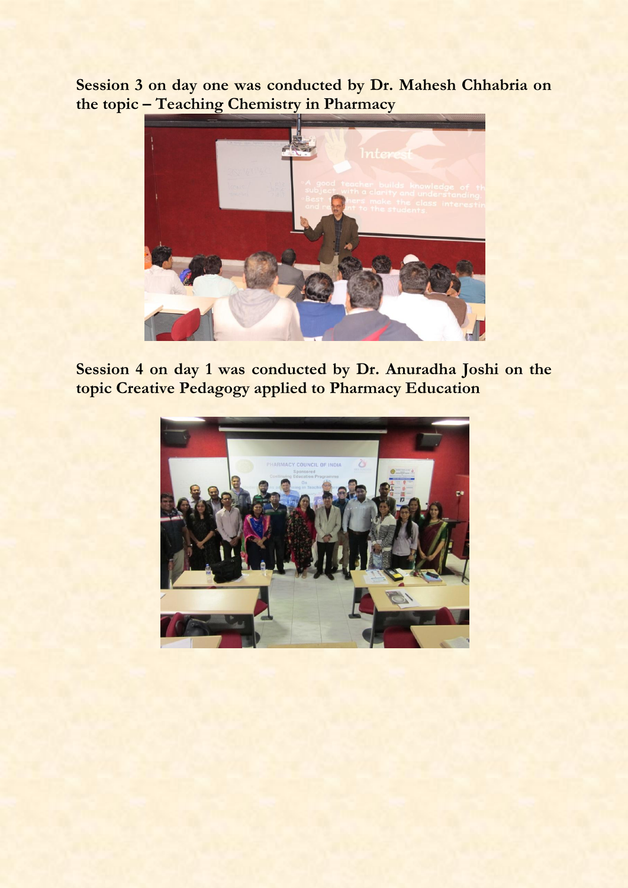**Session 3 on day one was conducted by Dr. Mahesh Chhabria on the topic – Teaching Chemistry in Pharmacy**

**Session 4 on day 1 was conducted by Dr. Anuradha Joshi on the topic Creative Pedagogy applied to Pharmacy Education**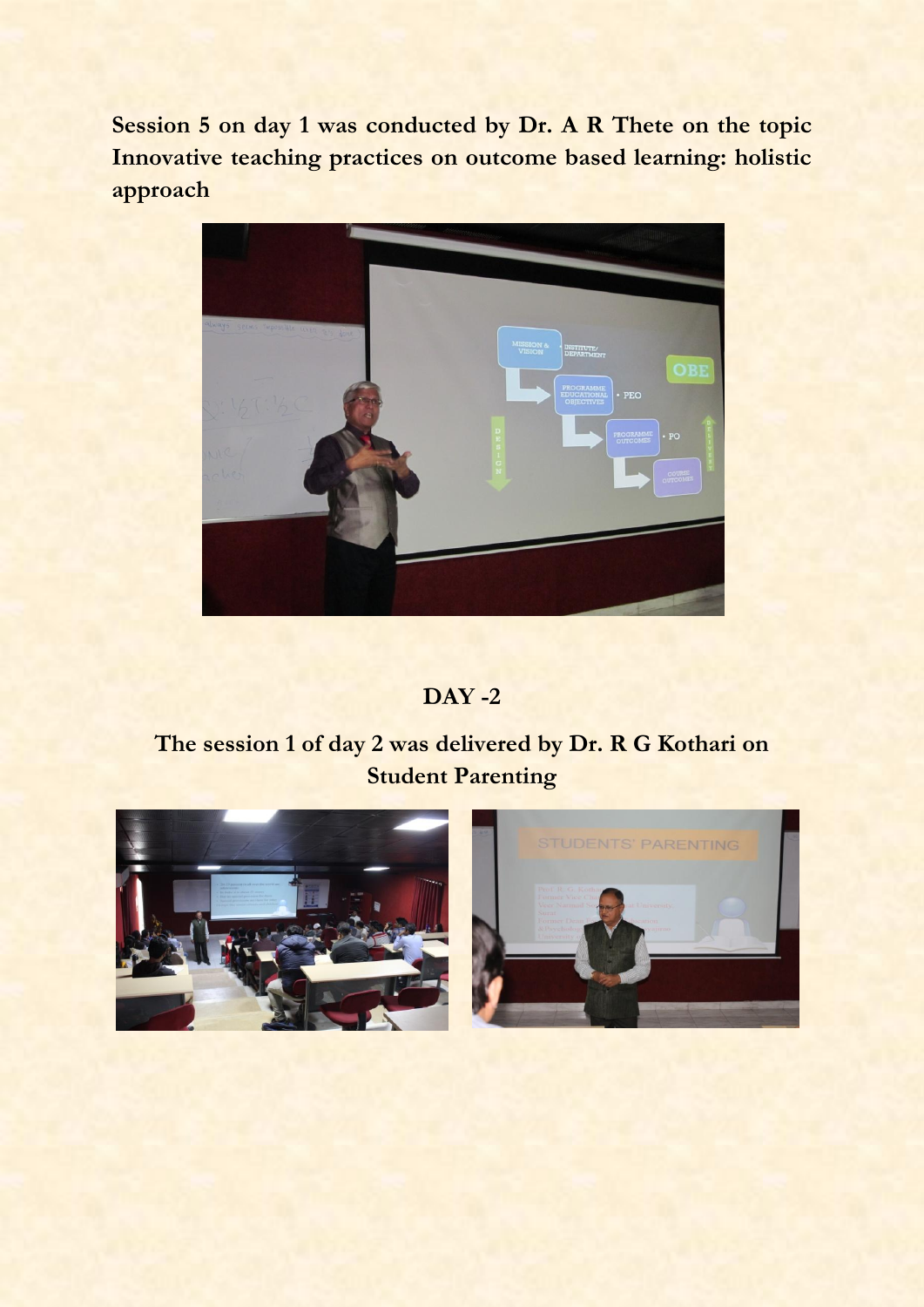**Session 5 on day 1 was conducted by Dr. A R Thete on the topic Innovative teaching practices on outcome based learning: holistic approach**

## DAY -2

**The session 1 of day 2 was delivered by Dr. R G Kothari on Student Parenting**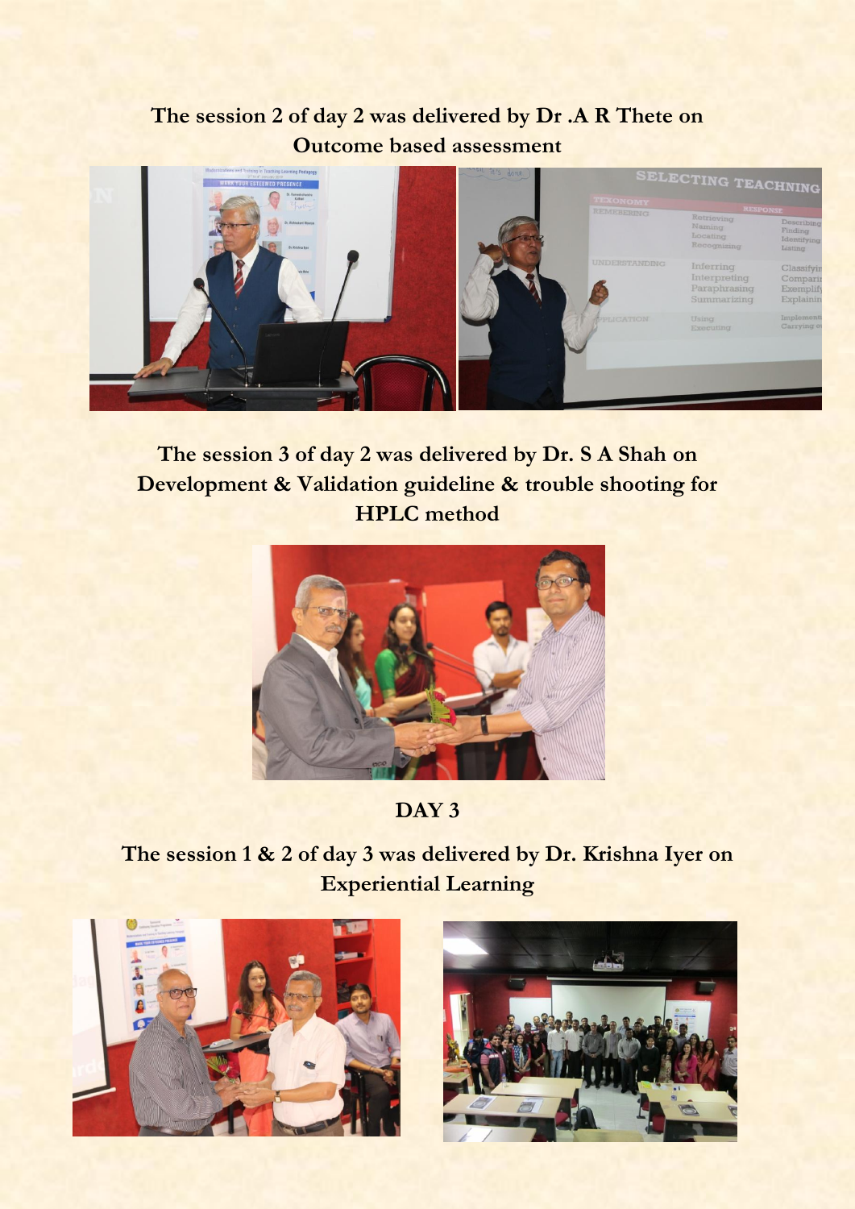**The session 2 of day 2 was delivered by Dr .A R Thete on Outcome based assessment**

**The session 3 of day 2 was delivered by Dr. S A Shah on Development & Validation guideline & trouble shooting for HPLC method**

**DAY 3**

**The session 1 & 2 of day 3 was delivered by Dr. Krishna Iyer on Experiential Learning**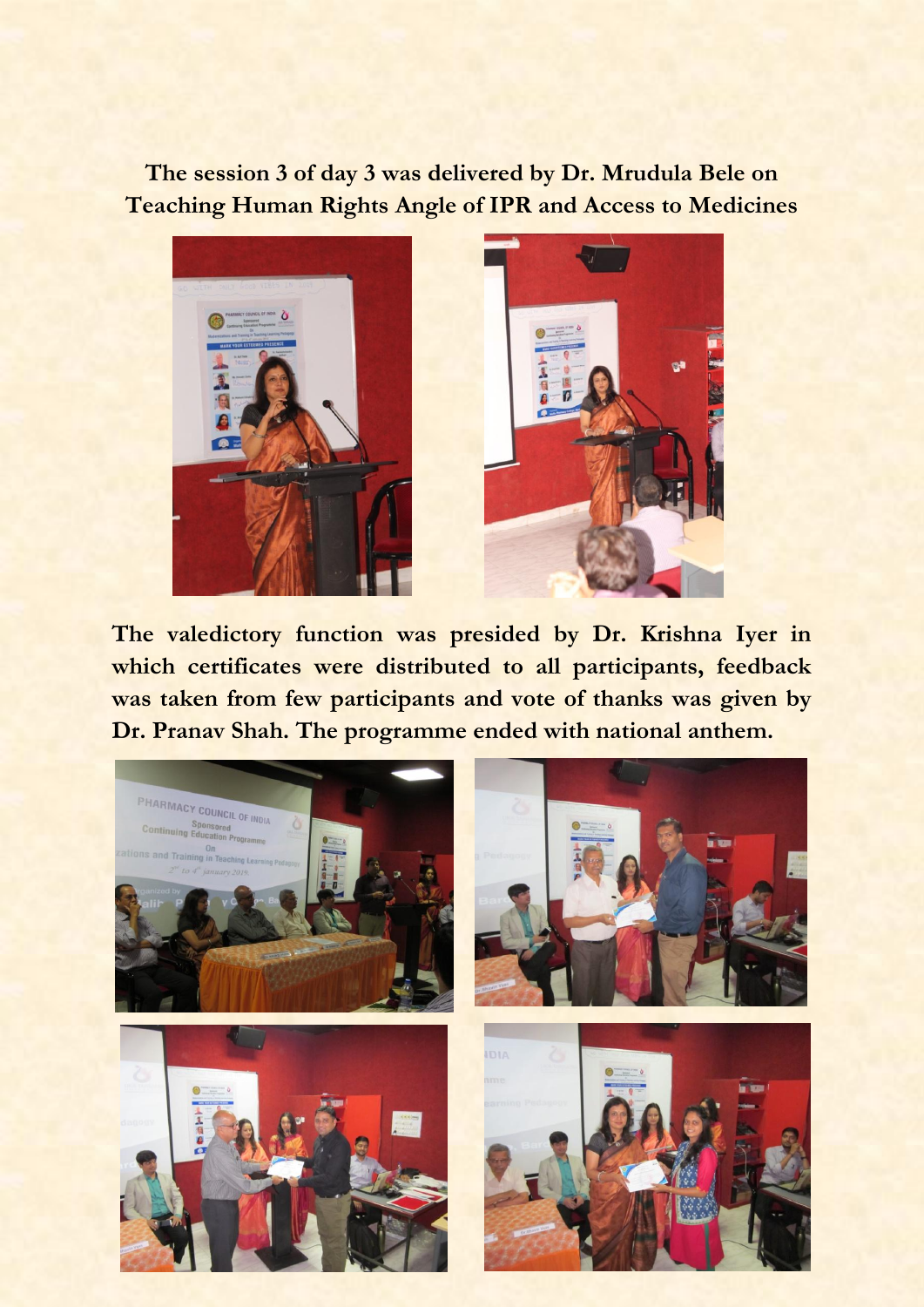**The session 3 of day 3 was delivered by Dr. Mrudula Bele on Teaching Human Rights Angle of IPR and Access to Medicines**

**The valedictory function was presided by Dr. Krishna Iyer in which certificates were distributed to all participants, feedback was taken from few participants and vote of thanks was given by Dr. Pranav Shah. The programme ended with national anthem.**